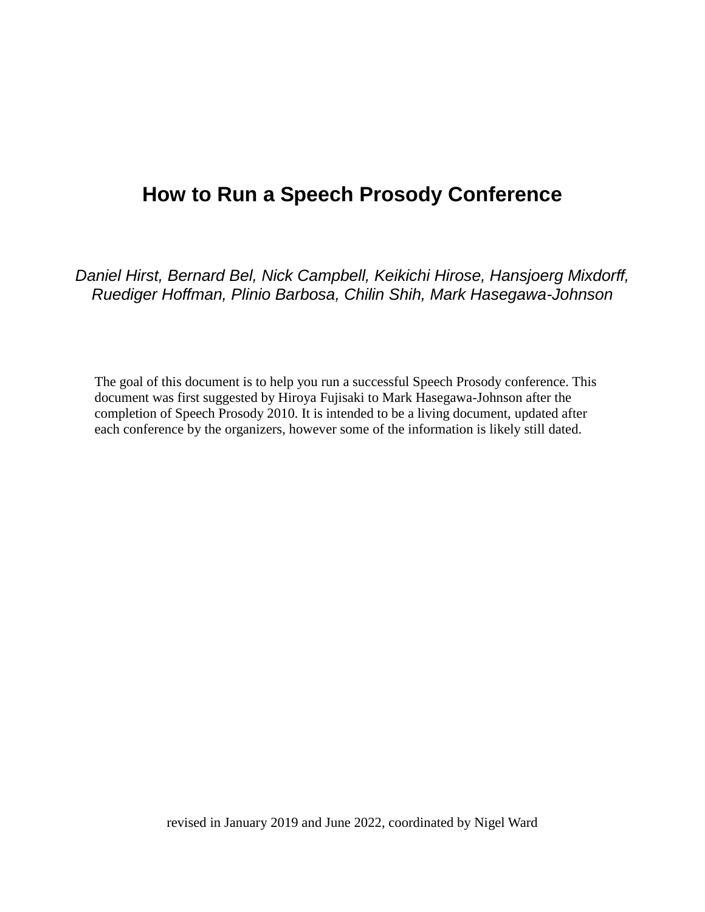# How to Run a Speech Prosody Conference

*Daniel Hirst, Bernard Bel, Nick Campbell, Keikichi Hirose, Hansjoerg Mixdorff, Ruediger Hoffman, Plinio Barbosa, Chilin Shih, Mark Hasegawa-Johnson*

The goal of this document is to help you run a successful Speech Prosody conference. This document was first suggested by Hiroya Fujisaki to Mark Hasegawa-Johnson after the completion of Speech Prosody 2010. It is intended to be a living document, updated after each conference by the organizers, however some of the information is likely still dated.

revised in January 2019 and June 2022, coordinated by Nigel Ward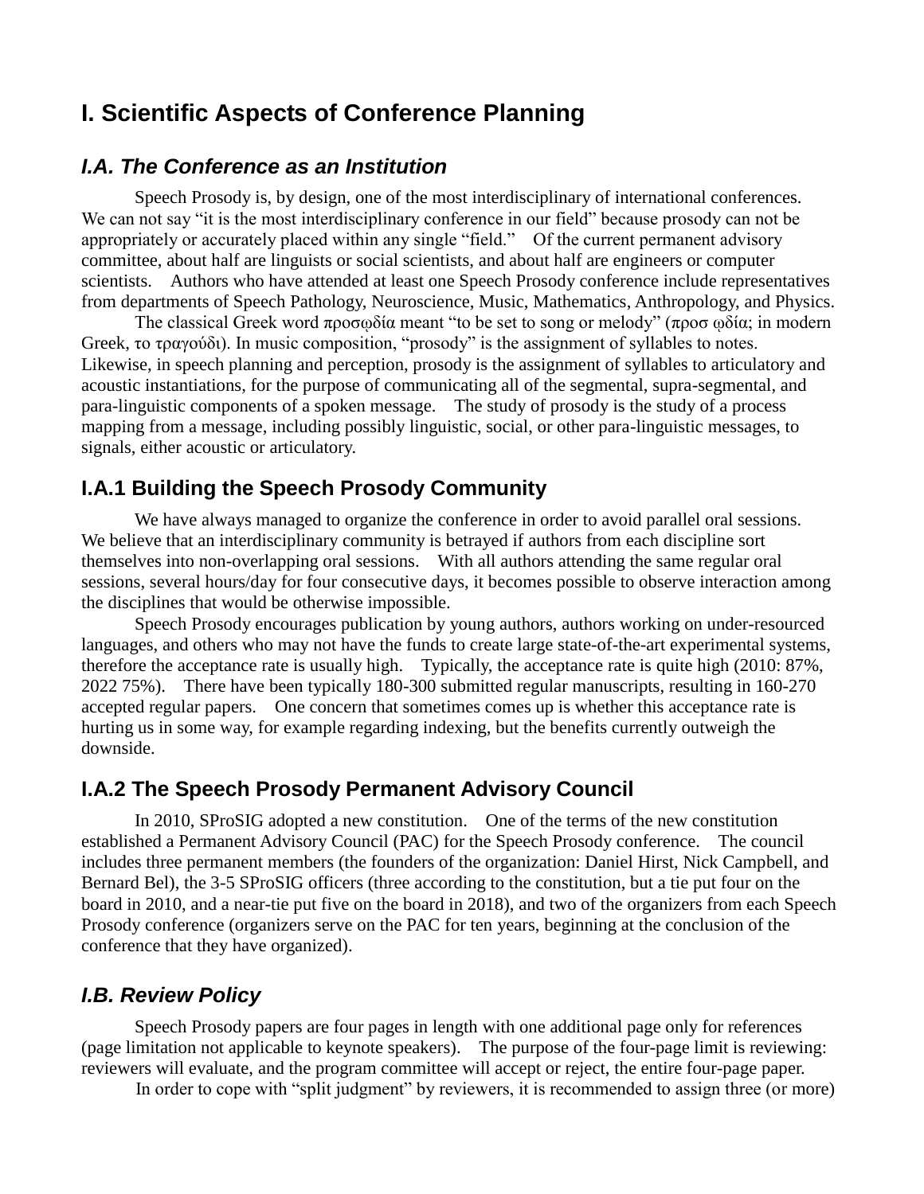# I. Scientific Aspects of Conference Planning

## *I.A. The Conference as an Institution*

Speech Prosody is, by design, one of the most interdisciplinary of international conferences. We can not say "it is the most interdisciplinary conference in our field" because prosody can not be appropriately or accurately placed within any single "field." Of the current permanent advisory committee, about half are linguists or social scientists, and about half are engineers or computer scientists. Authors who have attended at least one Speech Prosody conference include representatives from departments of Speech Pathology, Neuroscience, Music, Mathematics, Anthropology, and Physics.

The classical Greek word προσῳδία meant "to be set to song or melody" (προσ ῳδία; in modern Greek, το τραγούδι). In music composition, "prosody" is the assignment of syllables to notes. Likewise, in speech planning and perception, prosody is the assignment of syllables to articulatory and acoustic instantiations, for the purpose of communicating all of the segmental, supra-segmental, and para-linguistic components of a spoken message. The study of prosody is the study of a process mapping from a message, including possibly linguistic, social, or other para-linguistic messages, to signals, either acoustic or articulatory.

## I.A.1 Building the Speech Prosody Community

We have always managed to organize the conference in order to avoid parallel oral sessions. We believe that an interdisciplinary community is betrayed if authors from each discipline sort themselves into non-overlapping oral sessions. With all authors attending the same regular oral sessions, several hours/day for four consecutive days, it becomes possible to observe interaction among the disciplines that would be otherwise impossible.

Speech Prosody encourages publication by young authors, authors working on under-resourced languages, and others who may not have the funds to create large state-of-the-art experimental systems, therefore the acceptance rate is usually high. Typically, the acceptance rate is quite high (2010: 87%, 2022 75%). There have been typically 180-300 submitted regular manuscripts, resulting in 160-270 accepted regular papers. One concern that sometimes comes up is whether this acceptance rate is hurting us in some way, for example regarding indexing, but the benefits currently outweigh the downside.

## I.A.2 The Speech Prosody Permanent Advisory Council

In 2010, SProSIG adopted a new constitution. One of the terms of the new constitution established a Permanent Advisory Council (PAC) for the Speech Prosody conference. The council includes three permanent members (the founders of the organization: Daniel Hirst, Nick Campbell, and Bernard Bel), the 3-5 SProSIG officers (three according to the constitution, but a tie put four on the board in 2010, and a near-tie put five on the board in 2018), and two of the organizers from each Speech Prosody conference (organizers serve on the PAC for ten years, beginning at the conclusion of the conference that they have organized).

## *I.B. Review Policy*

Speech Prosody papers are four pages in length with one additional page only for references (page limitation not applicable to keynote speakers). The purpose of the four-page limit is reviewing: reviewers will evaluate, and the program committee will accept or reject, the entire four-page paper.

In order to cope with "split judgment" by reviewers, it is recommended to assign three (or more)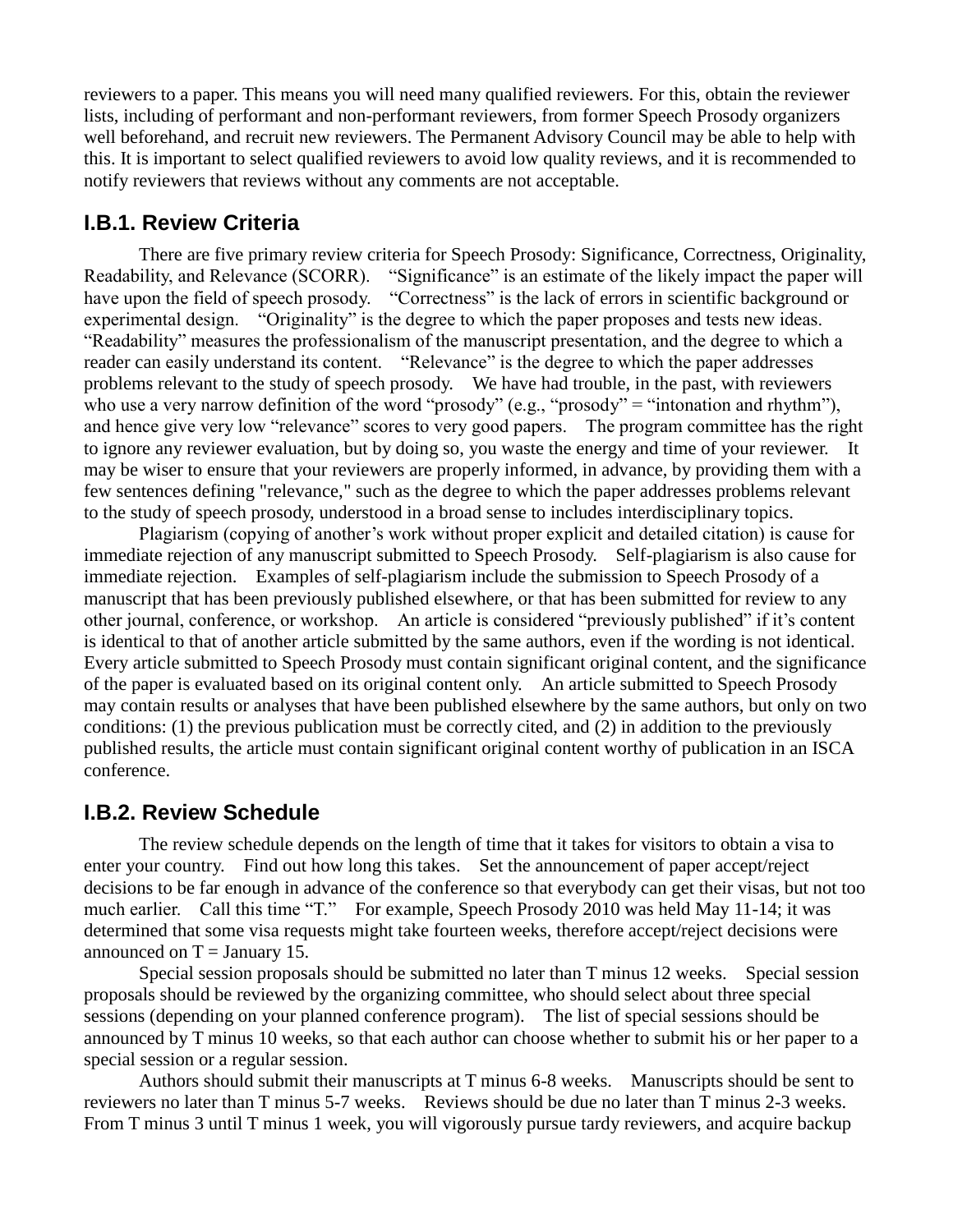reviewers to a paper. This means you will need many qualified reviewers. For this, obtain the reviewer lists, including of performant and non-performant reviewers, from former Speech Prosody organizers well beforehand, and recruit new reviewers. The Permanent Advisory Council may be able to help with this. It is important to select qualified reviewers to avoid low quality reviews, and it is recommended to notify reviewers that reviews without any comments are not acceptable.

### I.B.1. Review Criteria

There are five primary review criteria for Speech Prosody: Significance, Correctness, Originality, Readability, and Relevance (SCORR). "Significance" is an estimate of the likely impact the paper will have upon the field of speech prosody. "Correctness" is the lack of errors in scientific background or experimental design. "Originality" is the degree to which the paper proposes and tests new ideas. "Readability" measures the professionalism of the manuscript presentation, and the degree to which a reader can easily understand its content. "Relevance" is the degree to which the paper addresses problems relevant to the study of speech prosody. We have had trouble, in the past, with reviewers who use a very narrow definition of the word "prosody" (e.g., "prosody" = "intonation and rhythm"), and hence give very low "relevance" scores to very good papers. The program committee has the right to ignore any reviewer evaluation, but by doing so, you waste the energy and time of your reviewer. It may be wiser to ensure that your reviewers are properly informed, in advance, by providing them with a few sentences defining "relevance," such as the degree to which the paper addresses problems relevant to the study of speech prosody, understood in a broad sense to includes interdisciplinary topics.

Plagiarism (copying of another's work without proper explicit and detailed citation) is cause for immediate rejection of any manuscript submitted to Speech Prosody. Self-plagiarism is also cause for immediate rejection. Examples of self-plagiarism include the submission to Speech Prosody of a manuscript that has been previously published elsewhere, or that has been submitted for review to any other journal, conference, or workshop. An article is considered "previously published" if it's content is identical to that of another article submitted by the same authors, even if the wording is not identical. Every article submitted to Speech Prosody must contain significant original content, and the significance of the paper is evaluated based on its original content only. An article submitted to Speech Prosody may contain results or analyses that have been published elsewhere by the same authors, but only on two conditions: (1) the previous publication must be correctly cited, and (2) in addition to the previously published results, the article must contain significant original content worthy of publication in an ISCA conference.

### I.B.2. Review Schedule

The review schedule depends on the length of time that it takes for visitors to obtain a visa to enter your country. Find out how long this takes. Set the announcement of paper accept/reject decisions to be far enough in advance of the conference so that everybody can get their visas, but not too much earlier. Call this time "T." For example, Speech Prosody 2010 was held May 11-14; it was determined that some visa requests might take fourteen weeks, therefore accept/reject decisions were announced on T = January 15.

Special session proposals should be submitted no later than T minus 12 weeks. Special session proposals should be reviewed by the organizing committee, who should select about three special sessions (depending on your planned conference program). The list of special sessions should be announced by T minus 10 weeks, so that each author can choose whether to submit his or her paper to a special session or a regular session.

Authors should submit their manuscripts at T minus 6-8 weeks. Manuscripts should be sent to reviewers no later than T minus 5-7 weeks. Reviews should be due no later than T minus 2-3 weeks. From T minus 3 until T minus 1 week, you will vigorously pursue tardy reviewers, and acquire backup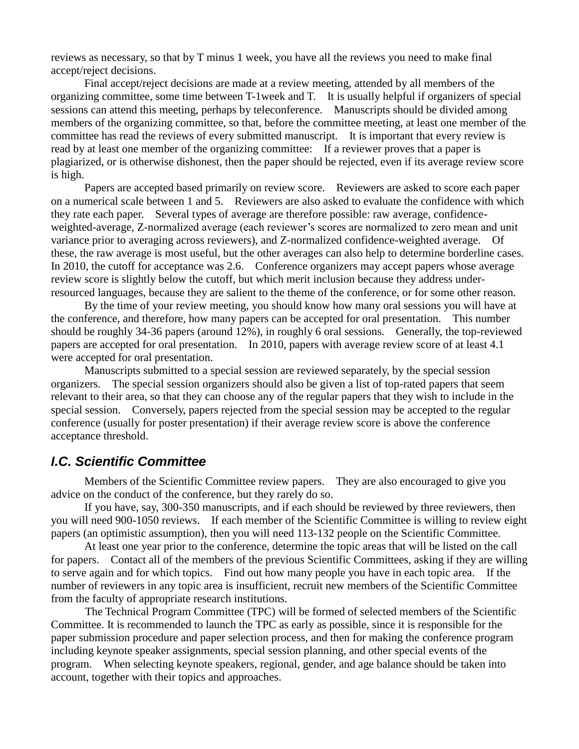reviews as necessary, so that by T minus 1 week, you have all the reviews you need to make final accept/reject decisions.

Final accept/reject decisions are made at a review meeting, attended by all members of the organizing committee, some time between T-1week and T. It is usually helpful if organizers of special sessions can attend this meeting, perhaps by teleconference. Manuscripts should be divided among members of the organizing committee, so that, before the committee meeting, at least one member of the committee has read the reviews of every submitted manuscript. It is important that every review is read by at least one member of the organizing committee: If a reviewer proves that a paper is plagiarized, or is otherwise dishonest, then the paper should be rejected, even if its average review score is high.

Papers are accepted based primarily on review score. Reviewers are asked to score each paper on a numerical scale between 1 and 5. Reviewers are also asked to evaluate the confidence with which they rate each paper. Several types of average are therefore possible: raw average, confidence-weighted-average, Z-normalized average (each reviewer's scores are normalized to zero mean and unit variance prior to averaging across reviewers), and Z-normalized confidence-weighted average. Of these, the raw average is most useful, but the other averages can also help to determine borderline cases. In 2010, the cutoff for acceptance was 2.6. Conference organizers may accept papers whose average review score is slightly below the cutoff, but which merit inclusion because they address under-resourced languages, because they are salient to the theme of the conference, or for some other reason.

By the time of your review meeting, you should know how many oral sessions you will have at the conference, and therefore, how many papers can be accepted for oral presentation. This number should be roughly 34-36 papers (around 12%), in roughly 6 oral sessions. Generally, the top-reviewed papers are accepted for oral presentation. In 2010, papers with average review score of at least 4.1 were accepted for oral presentation.

Manuscripts submitted to a special session are reviewed separately, by the special session organizers. The special session organizers should also be given a list of top-rated papers that seem relevant to their area, so that they can choose any of the regular papers that they wish to include in the special session. Conversely, papers rejected from the special session may be accepted to the regular conference (usually for poster presentation) if their average review score is above the conference acceptance threshold.

### *I.C. Scientific Committee*

Members of the Scientific Committee review papers. They are also encouraged to give you advice on the conduct of the conference, but they rarely do so.

If you have, say, 300-350 manuscripts, and if each should be reviewed by three reviewers, then you will need 900-1050 reviews. If each member of the Scientific Committee is willing to review eight papers (an optimistic assumption), then you will need 113-132 people on the Scientific Committee.

At least one year prior to the conference, determine the topic areas that will be listed on the call for papers. Contact all of the members of the previous Scientific Committees, asking if they are willing to serve again and for which topics. Find out how many people you have in each topic area. If the number of reviewers in any topic area is insufficient, recruit new members of the Scientific Committee from the faculty of appropriate research institutions.

The Technical Program Committee (TPC) will be formed of selected members of the Scientific Committee. It is recommended to launch the TPC as early as possible, since it is responsible for the paper submission procedure and paper selection process, and then for making the conference program including keynote speaker assignments, special session planning, and other special events of the program. When selecting keynote speakers, regional, gender, and age balance should be taken into account, together with their topics and approaches.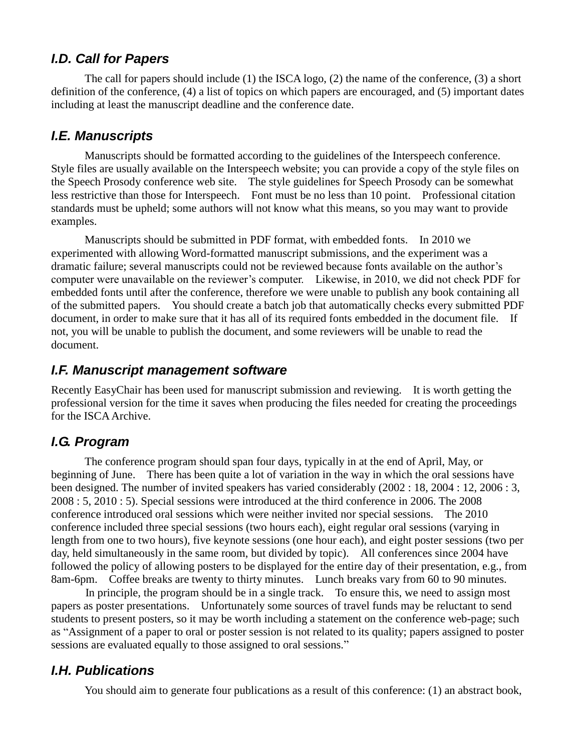### *I.D. Call for Papers*

The call for papers should include (1) the ISCA logo, (2) the name of the conference, (3) a short definition of the conference, (4) a list of topics on which papers are encouraged, and (5) important dates including at least the manuscript deadline and the conference date.

### *I.E. Manuscripts*

Manuscripts should be formatted according to the guidelines of the Interspeech conference. Style files are usually available on the Interspeech website; you can provide a copy of the style files on the Speech Prosody conference web site. The style guidelines for Speech Prosody can be somewhat less restrictive than those for Interspeech. Font must be no less than 10 point. Professional citation standards must be upheld; some authors will not know what this means, so you may want to provide examples.

Manuscripts should be submitted in PDF format, with embedded fonts. In 2010 we experimented with allowing Word-formatted manuscript submissions, and the experiment was a dramatic failure; several manuscripts could not be reviewed because fonts available on the author's computer were unavailable on the reviewer's computer. Likewise, in 2010, we did not check PDF for embedded fonts until after the conference, therefore we were unable to publish any book containing all of the submitted papers. You should create a batch job that automatically checks every submitted PDF document, in order to make sure that it has all of its required fonts embedded in the document file. If not, you will be unable to publish the document, and some reviewers will be unable to read the document.

### *I.F. Manuscript management software*

Recently EasyChair has been used for manuscript submission and reviewing. It is worth getting the professional version for the time it saves when producing the files needed for creating the proceedings for the ISCA Archive.

### *I.G. Program*

The conference program should span four days, typically in at the end of April, May, or beginning of June. There has been quite a lot of variation in the way in which the oral sessions have been designed. The number of invited speakers has varied considerably (2002 : 18, 2004 : 12, 2006 : 3, 2008 : 5, 2010 : 5). Special sessions were introduced at the third conference in 2006. The 2008 conference introduced oral sessions which were neither invited nor special sessions. The 2010 conference included three special sessions (two hours each), eight regular oral sessions (varying in length from one to two hours), five keynote sessions (one hour each), and eight poster sessions (two per day, held simultaneously in the same room, but divided by topic). All conferences since 2004 have followed the policy of allowing posters to be displayed for the entire day of their presentation, e.g., from 8am-6pm. Coffee breaks are twenty to thirty minutes. Lunch breaks vary from 60 to 90 minutes.

In principle, the program should be in a single track. To ensure this, we need to assign most papers as poster presentations. Unfortunately some sources of travel funds may be reluctant to send students to present posters, so it may be worth including a statement on the conference web-page; such as "Assignment of a paper to oral or poster session is not related to its quality; papers assigned to poster sessions are evaluated equally to those assigned to oral sessions."

### *I.H. Publications*

You should aim to generate four publications as a result of this conference: (1) an abstract book,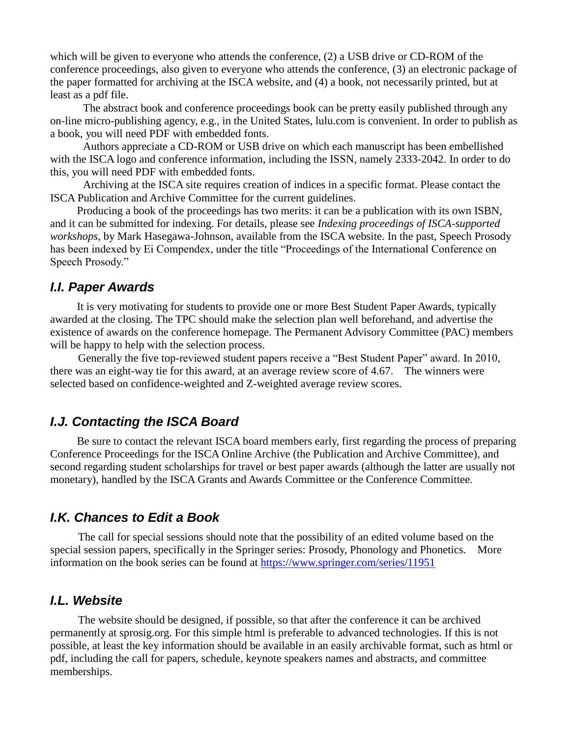which will be given to everyone who attends the conference, (2) a USB drive or CD-ROM of the conference proceedings, also given to everyone who attends the conference, (3) an electronic package of the paper formatted for archiving at the ISCA website, and (4) a book, not necessarily printed, but at least as a pdf file.

The abstract book and conference proceedings book can be pretty easily published through any on-line micro-publishing agency, e.g., in the United States, lulu.com is convenient. In order to publish as a book, you will need PDF with embedded fonts.

Authors appreciate a CD-ROM or USB drive on which each manuscript has been embellished with the ISCA logo and conference information, including the ISSN, namely 2333-2042. In order to do this, you will need PDF with embedded fonts.

Archiving at the ISCA site requires creation of indices in a specific format. Please contact the ISCA Publication and Archive Committee for the current guidelines.

Producing a book of the proceedings has two merits: it can be a publication with its own ISBN, and it can be submitted for indexing. For details, please see *Indexing proceedings of ISCA-supported workshops*, by Mark Hasegawa-Johnson, available from the ISCA website. In the past, Speech Prosody has been indexed by Ei Compendex, under the title "Proceedings of the International Conference on Speech Prosody."

### I.I. Paper Awards

It is very motivating for students to provide one or more Best Student Paper Awards, typically awarded at the closing. The TPC should make the selection plan well beforehand, and advertise the existence of awards on the conference homepage. The Permanent Advisory Committee (PAC) members will be happy to help with the selection process.

Generally the five top-reviewed student papers receive a "Best Student Paper" award. In 2010, there was an eight-way tie for this award, at an average review score of 4.67. The winners were selected based on confidence-weighted and Z-weighted average review scores.

### I.J. Contacting the ISCA Board

Be sure to contact the relevant ISCA board members early, first regarding the process of preparing Conference Proceedings for the ISCA Online Archive (the Publication and Archive Committee), and second regarding student scholarships for travel or best paper awards (although the latter are usually not monetary), handled by the ISCA Grants and Awards Committee or the Conference Committee.

### I.K. Chances to Edit a Book

The call for special sessions should note that the possibility of an edited volume based on the special session papers, specifically in the Springer series: Prosody, Phonology and Phonetics. More information on the book series can be found at [https://www.springer.com/series/11951](https://www.springer.com/series/11951)

### I.L. Website

The website should be designed, if possible, so that after the conference it can be archived permanently at sprosig.org. For this simple html is preferable to advanced technologies. If this is not possible, at least the key information should be available in an easily archivable format, such as html or pdf, including the call for papers, schedule, keynote speakers names and abstracts, and committee memberships.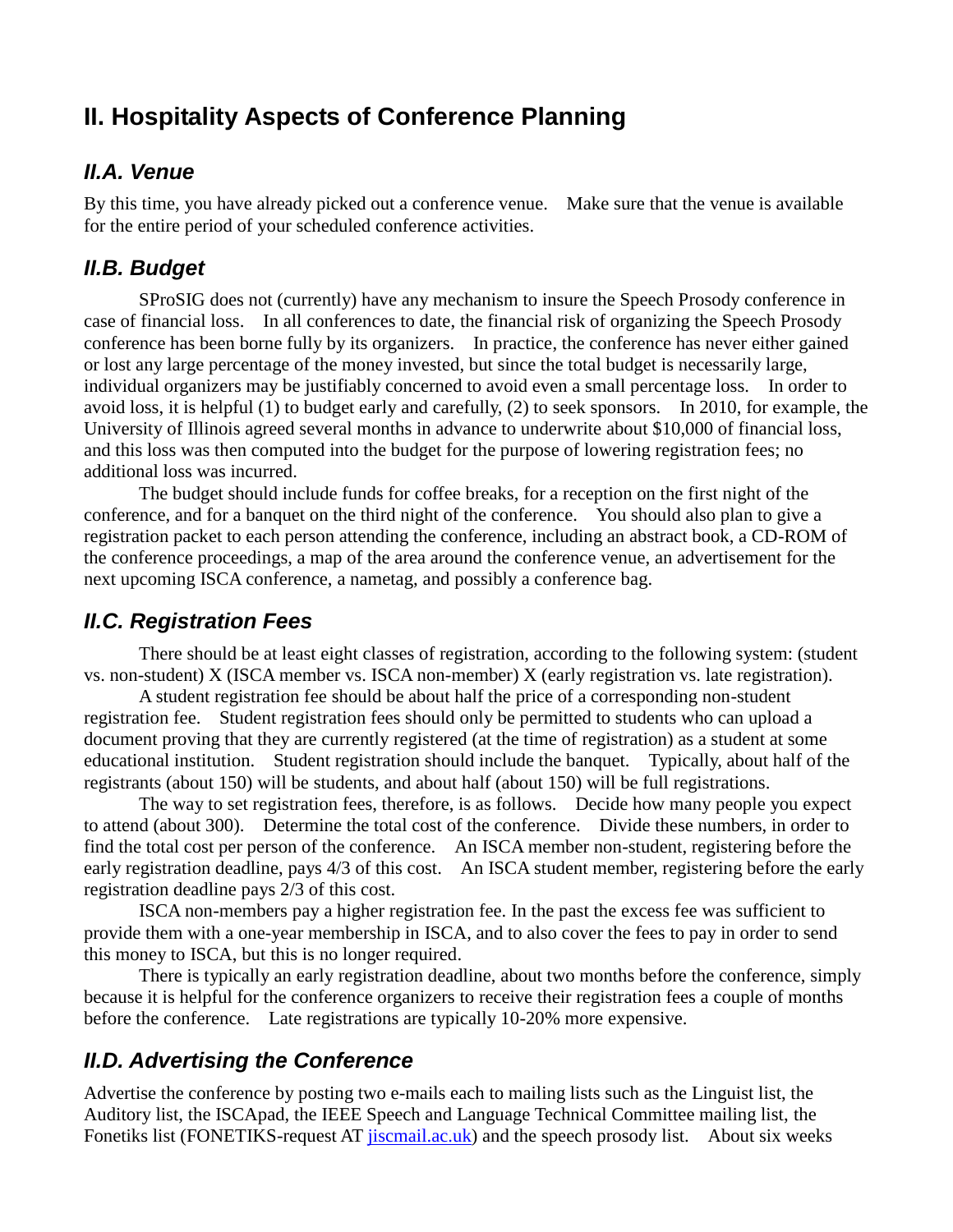# II. Hospitality Aspects of Conference Planning

## *II.A. Venue*

By this time, you have already picked out a conference venue. Make sure that the venue is available for the entire period of your scheduled conference activities.

## *II.B. Budget*

SProSIG does not (currently) have any mechanism to insure the Speech Prosody conference in case of financial loss. In all conferences to date, the financial risk of organizing the Speech Prosody conference has been borne fully by its organizers. In practice, the conference has never either gained or lost any large percentage of the money invested, but since the total budget is necessarily large, individual organizers may be justifiably concerned to avoid even a small percentage loss. In order to avoid loss, it is helpful (1) to budget early and carefully, (2) to seek sponsors. In 2010, for example, the University of Illinois agreed several months in advance to underwrite about $10,000 of financial loss, and this loss was then computed into the budget for the purpose of lowering registration fees; no additional loss was incurred.

The budget should include funds for coffee breaks, for a reception on the first night of the conference, and for a banquet on the third night of the conference. You should also plan to give a registration packet to each person attending the conference, including an abstract book, a CD-ROM of the conference proceedings, a map of the area around the conference venue, an advertisement for the next upcoming ISCA conference, a nametag, and possibly a conference bag.

## *II.C. Registration Fees*

There should be at least eight classes of registration, according to the following system: (student vs. non-student) X (ISCA member vs. ISCA non-member) X (early registration vs. late registration).

A student registration fee should be about half the price of a corresponding non-student registration fee. Student registration fees should only be permitted to students who can upload a document proving that they are currently registered (at the time of registration) as a student at some educational institution. Student registration should include the banquet. Typically, about half of the registrants (about 150) will be students, and about half (about 150) will be full registrations.

The way to set registration fees, therefore, is as follows. Decide how many people you expect to attend (about 300). Determine the total cost of the conference. Divide these numbers, in order to find the total cost per person of the conference. An ISCA member non-student, registering before the early registration deadline, pays 4/3 of this cost. An ISCA student member, registering before the early registration deadline pays 2/3 of this cost.

ISCA non-members pay a higher registration fee. In the past the excess fee was sufficient to provide them with a one-year membership in ISCA, and to also cover the fees to pay in order to send this money to ISCA, but this is no longer required.

There is typically an early registration deadline, about two months before the conference, simply because it is helpful for the conference organizers to receive their registration fees a couple of months before the conference. Late registrations are typically 10-20% more expensive.

## *II.D. Advertising the Conference*

Advertise the conference by posting two e-mails each to mailing lists such as the Linguist list, the Auditory list, the ISCApad, the IEEE Speech and Language Technical Committee mailing list, the Fonetiks list (FONETIKS-request AT [jiscmail.ac.uk](jiscmail.ac.uk)) and the speech prosody list. About six weeks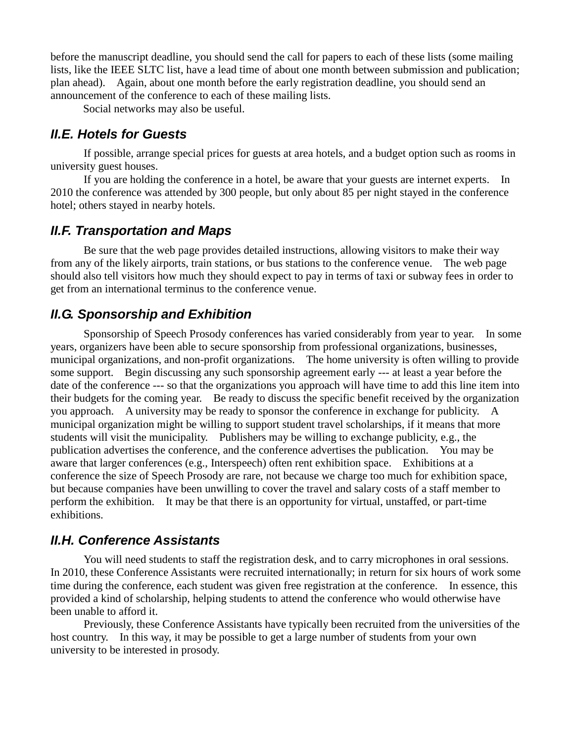before the manuscript deadline, you should send the call for papers to each of these lists (some mailing lists, like the IEEE SLTC list, have a lead time of about one month between submission and publication; plan ahead). Again, about one month before the early registration deadline, you should send an announcement of the conference to each of these mailing lists.

Social networks may also be useful.

### II.E. Hotels for Guests

If possible, arrange special prices for guests at area hotels, and a budget option such as rooms in university guest houses.

If you are holding the conference in a hotel, be aware that your guests are internet experts. In 2010 the conference was attended by 300 people, but only about 85 per night stayed in the conference hotel; others stayed in nearby hotels.

### II.F. Transportation and Maps

Be sure that the web page provides detailed instructions, allowing visitors to make their way from any of the likely airports, train stations, or bus stations to the conference venue. The web page should also tell visitors how much they should expect to pay in terms of taxi or subway fees in order to get from an international terminus to the conference venue.

### II.G. Sponsorship and Exhibition

Sponsorship of Speech Prosody conferences has varied considerably from year to year. In some years, organizers have been able to secure sponsorship from professional organizations, businesses, municipal organizations, and non-profit organizations. The home university is often willing to provide some support. Begin discussing any such sponsorship agreement early --- at least a year before the date of the conference --- so that the organizations you approach will have time to add this line item into their budgets for the coming year. Be ready to discuss the specific benefit received by the organization you approach. A university may be ready to sponsor the conference in exchange for publicity. A municipal organization might be willing to support student travel scholarships, if it means that more students will visit the municipality. Publishers may be willing to exchange publicity, e.g., the publication advertises the conference, and the conference advertises the publication. You may be aware that larger conferences (e.g., Interspeech) often rent exhibition space. Exhibitions at a conference the size of Speech Prosody are rare, not because we charge too much for exhibition space, but because companies have been unwilling to cover the travel and salary costs of a staff member to perform the exhibition. It may be that there is an opportunity for virtual, unstaffed, or part-time exhibitions.

### II.H. Conference Assistants

You will need students to staff the registration desk, and to carry microphones in oral sessions. In 2010, these Conference Assistants were recruited internationally; in return for six hours of work some time during the conference, each student was given free registration at the conference. In essence, this provided a kind of scholarship, helping students to attend the conference who would otherwise have been unable to afford it.

Previously, these Conference Assistants have typically been recruited from the universities of the host country. In this way, it may be possible to get a large number of students from your own university to be interested in prosody.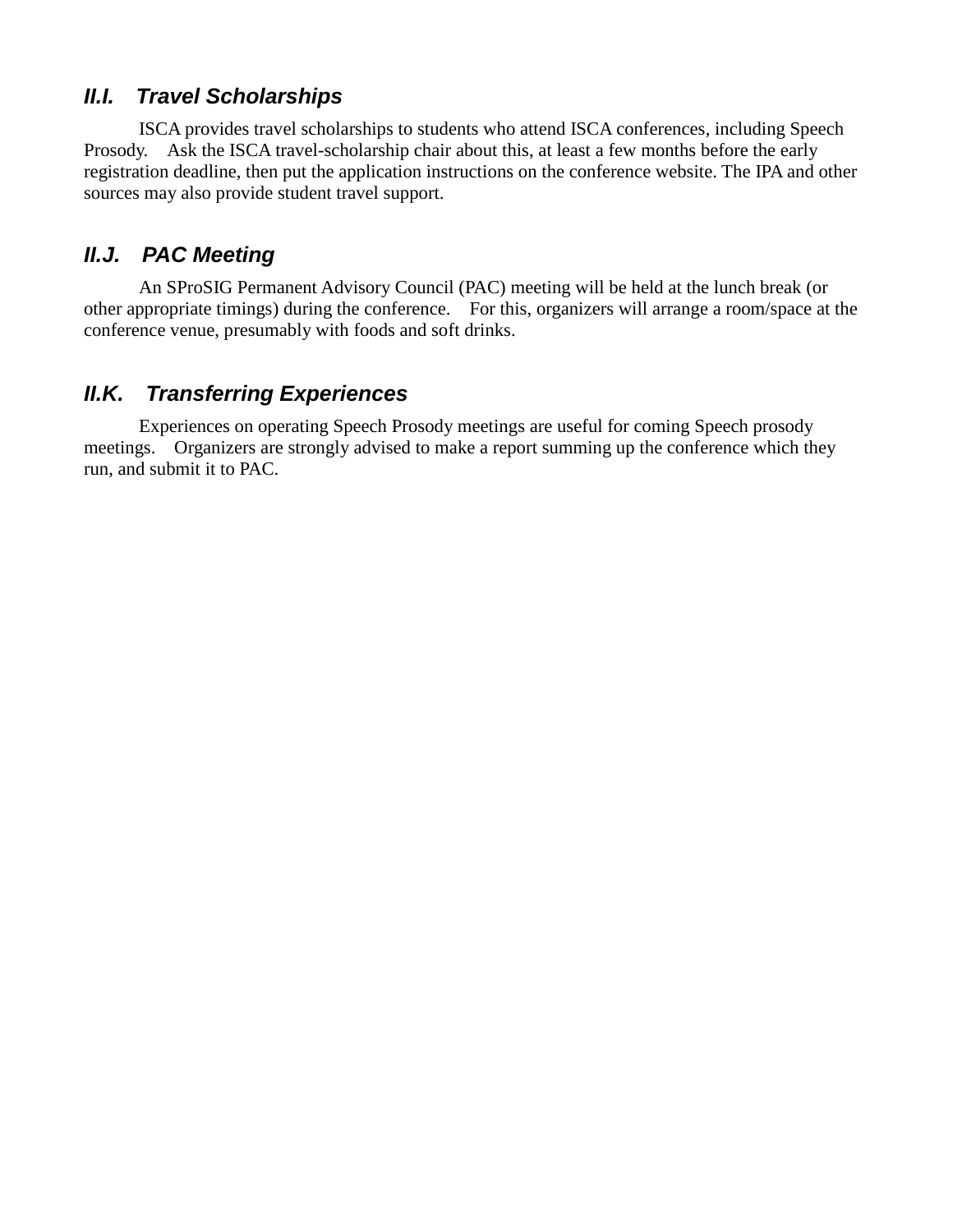### *II.I. Travel Scholarships*

ISCA provides travel scholarships to students who attend ISCA conferences, including Speech Prosody. Ask the ISCA travel-scholarship chair about this, at least a few months before the early registration deadline, then put the application instructions on the conference website. The IPA and other sources may also provide student travel support.

### *II.J. PAC Meeting*

An SProSIG Permanent Advisory Council (PAC) meeting will be held at the lunch break (or other appropriate timings) during the conference. For this, organizers will arrange a room/space at the conference venue, presumably with foods and soft drinks.

### *II.K. Transferring Experiences*

Experiences on operating Speech Prosody meetings are useful for coming Speech prosody meetings. Organizers are strongly advised to make a report summing up the conference which they run, and submit it to PAC.